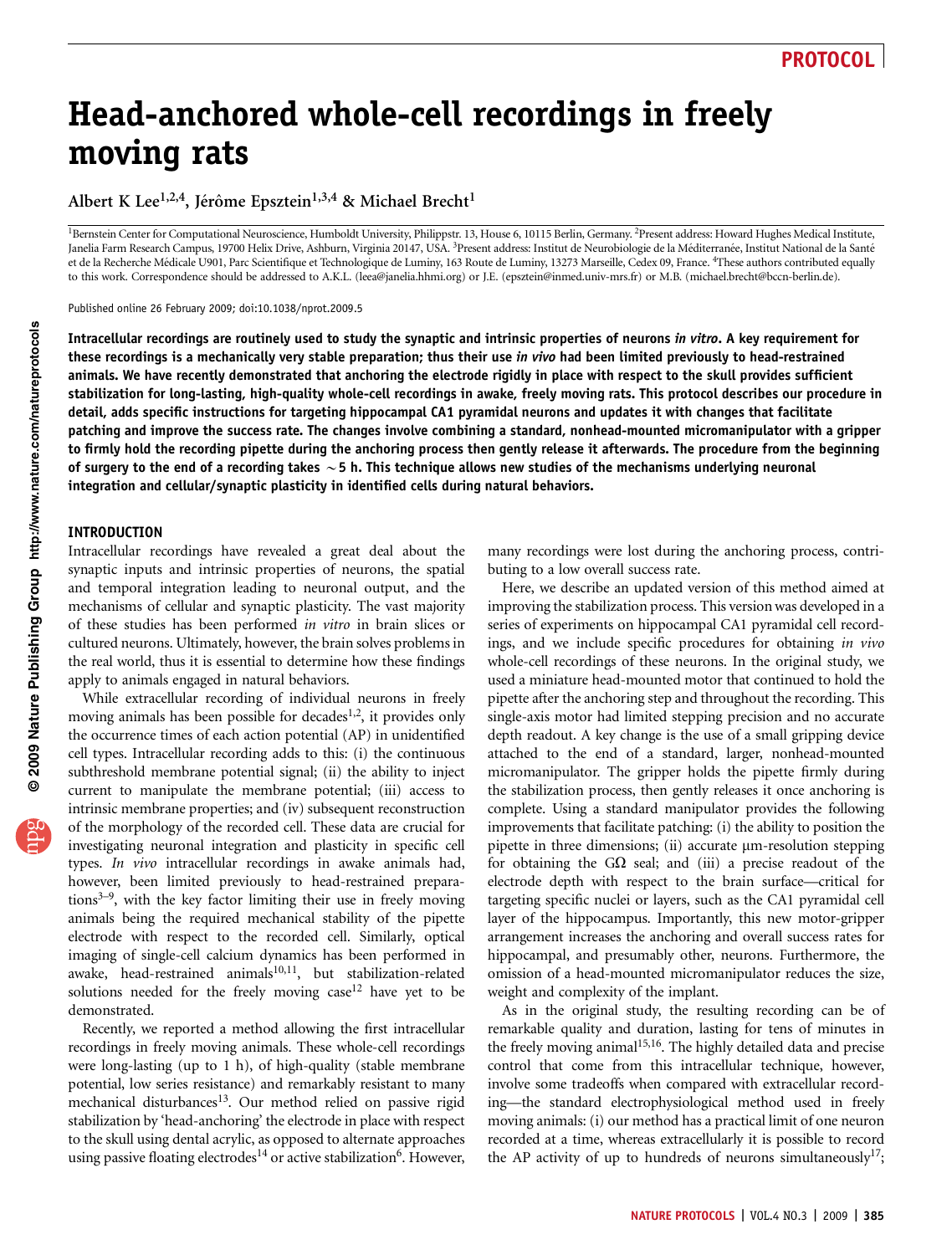# Head-anchored whole-cell recordings in freely moving rats

Albert K Lee[1,2,4], Jérôme Epsztein[1,3,4] & Michael Brecht[1]

[1]Bernstein Center for Computational Neuroscience, Humboldt University, Philippstr. 13, House 6, 10115 Berlin, Germany. [2]Present address: Howard Hughes Medical Institute, Janelia Farm Research Campus, 19700 Helix Drive, Ashburn, Virginia 20147, USA. [3]Present address: Institut de Neurobiologie de la Méditerranée, Institut National de la Santé et de la Recherche Médicale U901, Parc Scientifique et Technologique de Luminy, 163 Route de Luminy, 13273 Marseille, Cedex 09, France. [4]These authors contributed equally to this work. Correspondence should be addressed to A.K.L. (leea@janelia.hhmi.org) or J.E. (epsztein@inmed.univ-mrs.fr) or M.B. (michael.brecht@bccn-berlin.de).

Published online 26 February 2009; doi:10.1038/nprot.2009.5

**Intracellular recordings are routinely used to study the synaptic and intrinsic properties of neurons *in vitro*. A key requirement for these recordings is a mechanically very stable preparation; thus their use *in vivo* had been limited previously to head-restrained animals. We have recently demonstrated that anchoring the electrode rigidly in place with respect to the skull provides sufficient stabilization for long-lasting, high-quality whole-cell recordings in awake, freely moving rats. This protocol describes our procedure in detail, adds specific instructions for targeting hippocampal CA1 pyramidal neurons and updates it with changes that facilitate patching and improve the success rate. The changes involve combining a standard, nonhead-mounted micromanipulator with a gripper to firmly hold the recording pipette during the anchoring process then gently release it afterwards. The procedure from the beginning of surgery to the end of a recording takes ~5 h. This technique allows new studies of the mechanisms underlying neuronal integration and cellular/synaptic plasticity in identified cells during natural behaviors.**

## INTRODUCTION

Intracellular recordings have revealed a great deal about the synaptic inputs and intrinsic properties of neurons, the spatial and temporal integration leading to neuronal output, and the mechanisms of cellular and synaptic plasticity. The vast majority of these studies has been performed *in vitro* in brain slices or cultured neurons. Ultimately, however, the brain solves problems in the real world, thus it is essential to determine how these findings apply to animals engaged in natural behaviors.

While extracellular recording of individual neurons in freely moving animals has been possible for decades[1,2], it provides only the occurrence times of each action potential (AP) in unidentified cell types. Intracellular recording adds to this: (i) the continuous subthreshold membrane potential signal; (ii) the ability to inject current to manipulate the membrane potential; (iii) access to intrinsic membrane properties; and (iv) subsequent reconstruction of the morphology of the recorded cell. These data are crucial for investigating neuronal integration and plasticity in specific cell types. *In vivo* intracellular recordings in awake animals had, however, been limited previously to head-restrained preparations[3–9], with the key factor limiting their use in freely moving animals being the required mechanical stability of the pipette electrode with respect to the recorded cell. Similarly, optical imaging of single-cell calcium dynamics has been performed in awake, head-restrained animals[10,11], but stabilization-related solutions needed for the freely moving case[12] have yet to be demonstrated.

Recently, we reported a method allowing the first intracellular recordings in freely moving animals. These whole-cell recordings were long-lasting (up to 1 h), of high-quality (stable membrane potential, low series resistance) and remarkably resistant to many mechanical disturbances[13]. Our method relied on passive rigid stabilization by 'head-anchoring' the electrode in place with respect to the skull using dental acrylic, as opposed to alternate approaches using passive floating electrodes[14] or active stabilization[6]. However, many recordings were lost during the anchoring process, contributing to a low overall success rate.

Here, we describe an updated version of this method aimed at improving the stabilization process. This version was developed in a series of experiments on hippocampal CA1 pyramidal cell recordings, and we include specific procedures for obtaining *in vivo* whole-cell recordings of these neurons. In the original study, we used a miniature head-mounted motor that continued to hold the pipette after the anchoring step and throughout the recording. This single-axis motor had limited stepping precision and no accurate depth readout. A key change is the use of a small gripping device attached to the end of a standard, larger, nonhead-mounted micromanipulator. The gripper holds the pipette firmly during the stabilization process, then gently releases it once anchoring is complete. Using a standard manipulator provides the following improvements that facilitate patching: (i) the ability to position the pipette in three dimensions; (ii) accurate μm-resolution stepping for obtaining the GΩ seal; and (iii) a precise readout of the electrode depth with respect to the brain surface—critical for targeting specific nuclei or layers, such as the CA1 pyramidal cell layer of the hippocampus. Importantly, this new motor-gripper arrangement increases the anchoring and overall success rates for hippocampal, and presumably other, neurons. Furthermore, the omission of a head-mounted micromanipulator reduces the size, weight and complexity of the implant.

As in the original study, the resulting recording can be of remarkable quality and duration, lasting for tens of minutes in the freely moving animal[15,16]. The highly detailed data and precise control that come from this intracellular technique, however, involve some tradeoffs when compared with extracellular recording—the standard electrophysiological method used in freely moving animals: (i) our method has a practical limit of one neuron recorded at a time, whereas extracellularly it is possible to record the AP activity of up to hundreds of neurons simultaneously[17];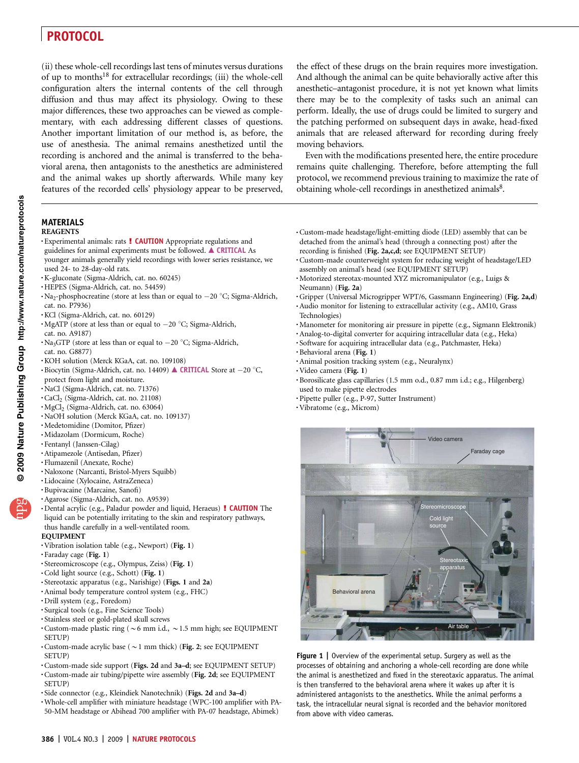(ii) these whole-cell recordings last tens of minutes versus durations of up to months[18] for extracellular recordings; (iii) the whole-cell configuration alters the internal contents of the cell through diffusion and thus may affect its physiology. Owing to these major differences, these two approaches can be viewed as complementary, with each addressing different classes of questions. Another important limitation of our method is, as before, the use of anesthesia. The animal remains anesthetized until the recording is anchored and the animal is transferred to the behavioral arena, then antagonists to the anesthetics are administered and the animal wakes up shortly afterwards. While many key features of the recorded cells' physiology appear to be preserved, the effect of these drugs on the brain requires more investigation. And although the animal can be quite behaviorally active after this anesthetic–antagonist procedure, it is not yet known what limits there may be to the complexity of tasks such an animal can perform. Ideally, the use of drugs could be limited to surgery and the patching performed on subsequent days in awake, head-fixed animals that are released afterward for recording during freely moving behaviors.

Even with the modifications presented here, the entire procedure remains quite challenging. Therefore, before attempting the full protocol, we recommend previous training to maximize the rate of obtaining whole-cell recordings in anesthetized animals[8].

## MATERIALS

### REAGENTS

- Experimental animals: rats **! CAUTION** Appropriate regulations and guidelines for animal experiments must be followed. **▲ CRITICAL** As younger animals generally yield recordings with lower series resistance, we used 24- to 28-day-old rats.
- K-gluconate (Sigma-Aldrich, cat. no. 60245)
- HEPES (Sigma-Aldrich, cat. no. 54459)
- $Na_2$-phosphocreatine (store at less than or equal to −20 °C; Sigma-Aldrich, cat. no. P7936)
- KCl (Sigma-Aldrich, cat. no. 60129)
- MgATP (store at less than or equal to −20 °C; Sigma-Aldrich, cat. no. A9187)
- $Na_3$GTP (store at less than or equal to −20 °C; Sigma-Aldrich, cat. no. G8877)
- KOH solution (Merck KGaA, cat. no. 109108)
- Biocytin (Sigma-Aldrich, cat. no. 14409) **▲ CRITICAL** Store at −20 °C, protect from light and moisture.
- NaCl (Sigma-Aldrich, cat. no. 71376)
- $CaCl_2$ (Sigma-Aldrich, cat. no. 21108)
- $MgCl_2$ (Sigma-Aldrich, cat. no. 63064)
- NaOH solution (Merck KGaA, cat. no. 109137)
- Medetomidine (Domitor, Pfizer)
- Midazolam (Dormicum, Roche)
- Fentanyl (Janssen-Cilag)
- Atipamezole (Antisedan, Pfizer)
- Flumazenil (Anexate, Roche)
- Naloxone (Narcanti, Bristol-Myers Squibb)
- Lidocaine (Xylocaine, AstraZeneca)
- Bupivacaine (Marcaine, Sanofi)
- Agarose (Sigma-Aldrich, cat. no. A9539)
- Dental acrylic (e.g., Paladur powder and liquid, Heraeus) **! CAUTION** The liquid can be potentially irritating to the skin and respiratory pathways, thus handle carefully in a well-ventilated room.

### EQUIPMENT

- Vibration isolation table (e.g., Newport) (**Fig. 1**)
- Faraday cage (**Fig. 1**)
- Stereomicroscope (e.g., Olympus, Zeiss) (**Fig. 1**)
- Cold light source (e.g., Schott) (**Fig. 1**)
- Stereotaxic apparatus (e.g., Narishige) (**Figs. 1** and **2a**)
- Animal body temperature control system (e.g., FHC)
- Drill system (e.g., Foredom)
- Surgical tools (e.g., Fine Science Tools)
- Stainless steel or gold-plated skull screws
- Custom-made plastic ring (∼6 mm i.d., ∼1.5 mm high; see EQUIPMENT SETUP)
- Custom-made acrylic base (∼1 mm thick) (**Fig. 2**; see EQUIPMENT SETUP)
- Custom-made side support (**Figs. 2d** and **3a–d**; see EQUIPMENT SETUP)
- Custom-made air tubing/pipette wire assembly (**Fig. 2d**; see EQUIPMENT SETUP)
- Side connector (e.g., Kleindiek Nanotechnik) (**Figs. 2d** and **3a–d**)
- Whole-cell amplifier with miniature headstage (WPC-100 amplifier with PA-50-MM headstage or Abihead 700 amplifier with PA-07 headstage, Abimek)
- Custom-made headstage/light-emitting diode (LED) assembly that can be detached from the animal's head (through a connecting post) after the recording is finished (**Fig. 2a,c,d**; see EQUIPMENT SETUP)
- Custom-made counterweight system for reducing weight of headstage/LED assembly on animal's head (see EQUIPMENT SETUP)
- Motorized stereotax-mounted XYZ micromanipulator (e.g., Luigs & Neumann) (**Fig. 2a**)
- Gripper (Universal Microgripper WPT/6, Gassmann Engineering) (**Fig. 2a,d**)
- Audio monitor for listening to extracellular activity (e.g., AM10, Grass Technologies)
- Manometer for monitoring air pressure in pipette (e.g., Sigmann Elektronik)
- Analog-to-digital converter for acquiring intracellular data (e.g., Heka)
- Software for acquiring intracellular data (e.g., Patchmaster, Heka)
- Behavioral arena (**Fig. 1**)
- Animal position tracking system (e.g., Neuralynx)
- Video camera (**Fig. 1**)
- Borosilicate glass capillaries (1.5 mm o.d., 0.87 mm i.d.; e.g., Hilgenberg) used to make pipette electrodes
- Pipette puller (e.g., P-97, Sutter Instrument)
- Vibratome (e.g., Microm)

**Figure 1 |** Overview of the experimental setup. Surgery as well as the processes of obtaining and anchoring a whole-cell recording are done while the animal is anesthetized and fixed in the stereotaxic apparatus. The animal is then transferred to the behavioral arena where it wakes up after it is administered antagonists to the anesthetics. While the animal performs a task, the intracellular neural signal is recorded and the behavior monitored from above with video cameras.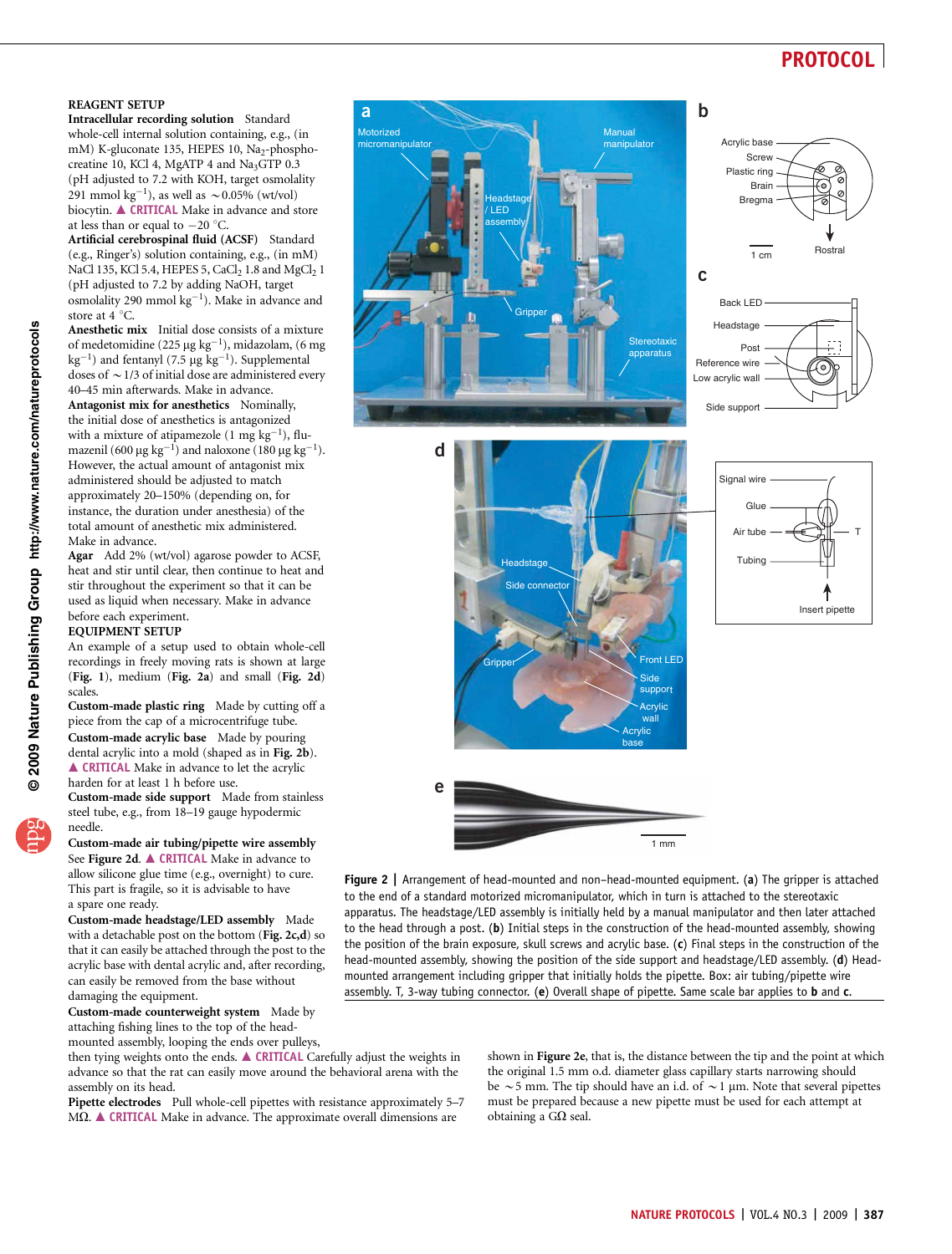## REAGENT SETUP

**Intracellular recording solution** Standard whole-cell internal solution containing, e.g., (in mM) K-gluconate 135, HEPES 10, $Na_2$-phosphocreatine 10, KCl 4, MgATP 4 and $Na_3$GTP 0.3 (pH adjusted to 7.2 with KOH, target osmolality 291 mmol $kg^{-1}$), as well as ~0.05% (wt/vol) biocytin. ▲ CRITICAL Make in advance and store at less than or equal to −20 °C.

**Artificial cerebrospinal fluid (ACSF)** Standard (e.g., Ringer's) solution containing, e.g., (in mM) NaCl 135, KCl 5.4, HEPES 5, $CaCl_2$ 1.8 and $MgCl_2$ 1 (pH adjusted to 7.2 by adding NaOH, target osmolality 290 mmol $kg^{-1}$). Make in advance and store at 4 °C.

**Anesthetic mix** Initial dose consists of a mixture of medetomidine (225 μg $kg^{-1}$), midazolam, (6 mg $kg^{-1}$) and fentanyl (7.5 μg $kg^{-1}$). Supplemental doses of ~1/3 of initial dose are administered every 40–45 min afterwards. Make in advance.

**Antagonist mix for anesthetics** Nominally, the initial dose of anesthetics is antagonized with a mixture of atipamezole (1 mg $kg^{-1}$), flumazenil (600 μg $kg^{-1}$) and naloxone (180 μg $kg^{-1}$). However, the actual amount of antagonist mix administered should be adjusted to match approximately 20–150% (depending on, for instance, the duration under anesthesia) of the total amount of anesthetic mix administered. Make in advance.

**Agar** Add 2% (wt/vol) agarose powder to ACSF, heat and stir until clear, then continue to heat and stir throughout the experiment so that it can be used as liquid when necessary. Make in advance before each experiment.

## EQUIPMENT SETUP

An example of a setup used to obtain whole-cell recordings in freely moving rats is shown at large (**Fig. 1**), medium (**Fig. 2a**) and small (**Fig. 2d**) scales.

**Custom-made plastic ring** Made by cutting off a piece from the cap of a microcentrifuge tube.

**Custom-made acrylic base** Made by pouring dental acrylic into a mold (shaped as in **Fig. 2b**). ▲ CRITICAL Make in advance to let the acrylic harden for at least 1 h before use.

**Custom-made side support** Made from stainless steel tube, e.g., from 18–19 gauge hypodermic needle.

**Custom-made air tubing/pipette wire assembly** See **Figure 2d**. ▲ CRITICAL Make in advance to allow silicone glue time (e.g., overnight) to cure. This part is fragile, so it is advisable to have a spare one ready.

**Custom-made headstage/LED assembly** Made with a detachable post on the bottom (**Fig. 2c,d**) so that it can easily be attached through the post to the acrylic base with dental acrylic, and, after recording, can easily be removed from the base without damaging the equipment.

**Custom-made counterweight system** Made by attaching fishing lines to the top of the head-mounted assembly, looping the ends over pulleys, then tying weights onto the ends. ▲ CRITICAL Carefully adjust the weights in advance so that the rat can easily move around the behavioral arena with the assembly on its head.

**Pipette electrodes** Pull whole-cell pipettes with resistance approximately 5–7 MΩ. ▲ CRITICAL Make in advance. The approximate overall dimensions are shown in **Figure 2e**, that is, the distance between the tip and the point at which the original 1.5 mm o.d. diameter glass capillary starts narrowing should be ~5 mm. The tip should have an i.d. of ~1 μm. Note that several pipettes must be prepared because a new pipette must be used for each attempt at obtaining a GΩ seal.

**Figure 2 |** Arrangement of head-mounted and non–head-mounted equipment. (**a**) The gripper is attached to the end of a standard motorized micromanipulator, which in turn is attached to the stereotaxic apparatus. The headstage/LED assembly is initially held by a manual manipulator and then later attached to the head through a post. (**b**) Initial steps in the construction of the head-mounted assembly, showing the position of the brain exposure, skull screws and acrylic base. (**c**) Final steps in the construction of the head-mounted assembly, showing the position of the side support and headstage/LED assembly. (**d**) Head-mounted arrangement including gripper that initially holds the pipette. Box: air tubing/pipette wire assembly. T, 3-way tubing connector. (**e**) Overall shape of pipette. Same scale bar applies to **b** and **c**.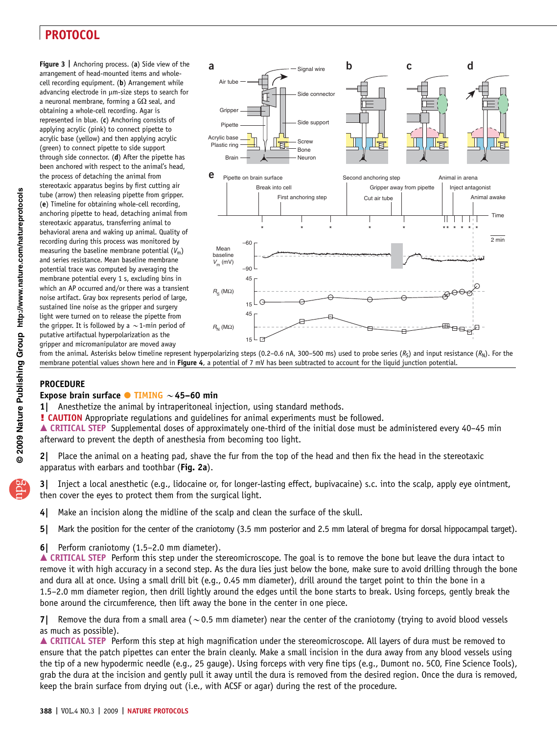**Figure 3 | Anchoring process.** (**a**) Side view of the arrangement of head-mounted items and whole-cell recording equipment. (**b**) Arrangement while advancing electrode in μm-size steps to search for a neuronal membrane, forming a GΩ seal, and obtaining a whole-cell recording. Agar is represented in blue. (**c**) Anchoring consists of applying acrylic (pink) to connect pipette to acrylic base (yellow) and then applying acrylic (green) to connect pipette to side support through side connector. (**d**) After the pipette has been anchored with respect to the animal's head, the process of detaching the animal from stereotaxic apparatus begins by first cutting air tube (arrow) then releasing pipette from gripper. (**e**) Timeline for obtaining whole-cell recording, anchoring pipette to head, detaching animal from stereotaxic apparatus, transferring animal to behavioral arena and waking up animal. Quality of recording during this process was monitored by measuring the baseline membrane potential ($V_m$) and series resistance. Mean baseline membrane potential trace was computed by averaging the membrane potential every 1 s, excluding bins in which an AP occurred and/or there was a transient noise artifact. Gray box represents period of large, sustained line noise as the gripper and surgery light were turned on to release the pipette from the gripper. It is followed by a ~1-min period of putative artifactual hyperpolarization as the gripper and micromanipulator are moved away from the animal. Asterisks below timeline represent hyperpolarizing steps (0.2–0.6 nA, 300–500 ms) used to probe series ($R_S$) and input resistance ($R_N$). For the membrane potential values shown here and in **Figure 4**, a potential of 7 mV has been subtracted to account for the liquid junction potential.

## PROCEDURE

### Expose brain surface ● TIMING ~45–60 min

**1|** Anesthetize the animal by intraperitoneal injection, using standard methods.

**! CAUTION** Appropriate regulations and guidelines for animal experiments must be followed.

**▲ CRITICAL STEP** Supplemental doses of approximately one-third of the initial dose must be administered every 40–45 min afterward to prevent the depth of anesthesia from becoming too light.

**2|** Place the animal on a heating pad, shave the fur from the top of the head and then fix the head in the stereotaxic apparatus with earbars and toothbar (**Fig. 2a**).

**3|** Inject a local anesthetic (e.g., lidocaine or, for longer-lasting effect, bupivacaine) s.c. into the scalp, apply eye ointment, then cover the eyes to protect them from the surgical light.

**4|** Make an incision along the midline of the scalp and clean the surface of the skull.

**5|** Mark the position for the center of the craniotomy (3.5 mm posterior and 2.5 mm lateral of bregma for dorsal hippocampal target).

**6|** Perform craniotomy (1.5–2.0 mm diameter).

**▲ CRITICAL STEP** Perform this step under the stereomicroscope. The goal is to remove the bone but leave the dura intact to remove it with high accuracy in a second step. As the dura lies just below the bone, make sure to avoid drilling through the bone and dura all at once. Using a small drill bit (e.g., 0.45 mm diameter), drill around the target point to thin the bone in a 1.5–2.0 mm diameter region, then drill lightly around the edges until the bone starts to break. Using forceps, gently break the bone around the circumference, then lift away the bone in the center in one piece.

**7|** Remove the dura from a small area (~0.5 mm diameter) near the center of the craniotomy (trying to avoid blood vessels as much as possible).

**▲ CRITICAL STEP** Perform this step at high magnification under the stereomicroscope. All layers of dura must be removed to ensure that the patch pipettes can enter the brain cleanly. Make a small incision in the dura away from any blood vessels using the tip of a new hypodermic needle (e.g., 25 gauge). Using forceps with very fine tips (e.g., Dumont no. 5CO, Fine Science Tools), grab the dura at the incision and gently pull it away until the dura is removed from the desired region. Once the dura is removed, keep the brain surface from drying out (i.e., with ACSF or agar) during the rest of the procedure.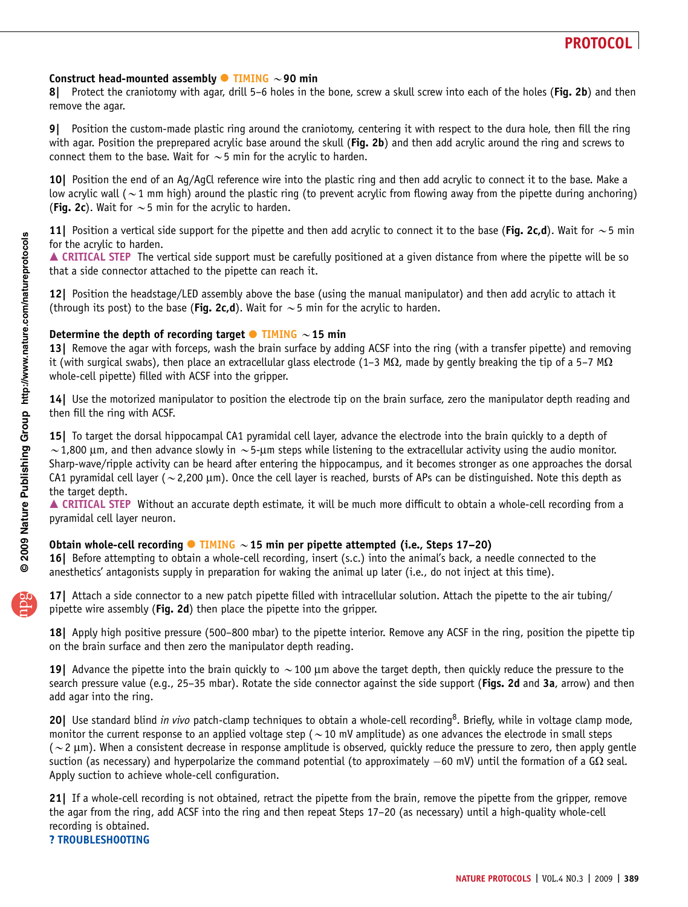**Construct head-mounted assembly ● TIMING ~90 min**

**8|** Protect the craniotomy with agar, drill 5–6 holes in the bone, screw a skull screw into each of the holes (**Fig. 2b**) and then remove the agar.

**9|** Position the custom-made plastic ring around the craniotomy, centering it with respect to the dura hole, then fill the ring with agar. Position the preprepared acrylic base around the skull (**Fig. 2b**) and then add acrylic around the ring and screws to connect them to the base. Wait for ~5 min for the acrylic to harden.

**10|** Position the end of an Ag/AgCl reference wire into the plastic ring and then add acrylic to connect it to the base. Make a low acrylic wall (~1 mm high) around the plastic ring (to prevent acrylic from flowing away from the pipette during anchoring) (**Fig. 2c**). Wait for ~5 min for the acrylic to harden.

**11|** Position a vertical side support for the pipette and then add acrylic to connect it to the base (**Fig. 2c,d**). Wait for ~5 min for the acrylic to harden.

▲ **CRITICAL STEP** The vertical side support must be carefully positioned at a given distance from where the pipette will be so that a side connector attached to the pipette can reach it.

**12|** Position the headstage/LED assembly above the base (using the manual manipulator) and then add acrylic to attach it (through its post) to the base (**Fig. 2c,d**). Wait for ~5 min for the acrylic to harden.

**Determine the depth of recording target ● TIMING ~15 min**

**13|** Remove the agar with forceps, wash the brain surface by adding ACSF into the ring (with a transfer pipette) and removing it (with surgical swabs), then place an extracellular glass electrode (1–3 MΩ, made by gently breaking the tip of a 5–7 MΩ whole-cell pipette) filled with ACSF into the gripper.

**14|** Use the motorized manipulator to position the electrode tip on the brain surface, zero the manipulator depth reading and then fill the ring with ACSF.

**15|** To target the dorsal hippocampal CA1 pyramidal cell layer, advance the electrode into the brain quickly to a depth of ~1,800 μm, and then advance slowly in ~5-μm steps while listening to the extracellular activity using the audio monitor. Sharp-wave/ripple activity can be heard after entering the hippocampus, and it becomes stronger as one approaches the dorsal CA1 pyramidal cell layer (~2,200 μm). Once the cell layer is reached, bursts of APs can be distinguished. Note this depth as the target depth.

▲ **CRITICAL STEP** Without an accurate depth estimate, it will be much more difficult to obtain a whole-cell recording from a pyramidal cell layer neuron.

**Obtain whole-cell recording ● TIMING ~15 min per pipette attempted (i.e., Steps 17–20)**

**16|** Before attempting to obtain a whole-cell recording, insert (s.c.) into the animal's back, a needle connected to the anesthetics' antagonists supply in preparation for waking the animal up later (i.e., do not inject at this time).

**17|** Attach a side connector to a new patch pipette filled with intracellular solution. Attach the pipette to the air tubing/pipette wire assembly (**Fig. 2d**) then place the pipette into the gripper.

**18|** Apply high positive pressure (500–800 mbar) to the pipette interior. Remove any ACSF in the ring, position the pipette tip on the brain surface and then zero the manipulator depth reading.

**19|** Advance the pipette into the brain quickly to ~100 μm above the target depth, then quickly reduce the pressure to the search pressure value (e.g., 25–35 mbar). Rotate the side connector against the side support (**Figs. 2d** and **3a**, arrow) and then add agar into the ring.

**20|** Use standard blind *in vivo* patch-clamp techniques to obtain a whole-cell recording[8]. Briefly, while in voltage clamp mode, monitor the current response to an applied voltage step (~10 mV amplitude) as one advances the electrode in small steps (~2 μm). When a consistent decrease in response amplitude is observed, quickly reduce the pressure to zero, then apply gentle suction (as necessary) and hyperpolarize the command potential (to approximately −60 mV) until the formation of a GΩ seal. Apply suction to achieve whole-cell configuration.

**21|** If a whole-cell recording is not obtained, retract the pipette from the brain, remove the pipette from the gripper, remove the agar from the ring, add ACSF into the ring and then repeat Steps 17–20 (as necessary) until a high-quality whole-cell recording is obtained.

**? TROUBLESHOOTING**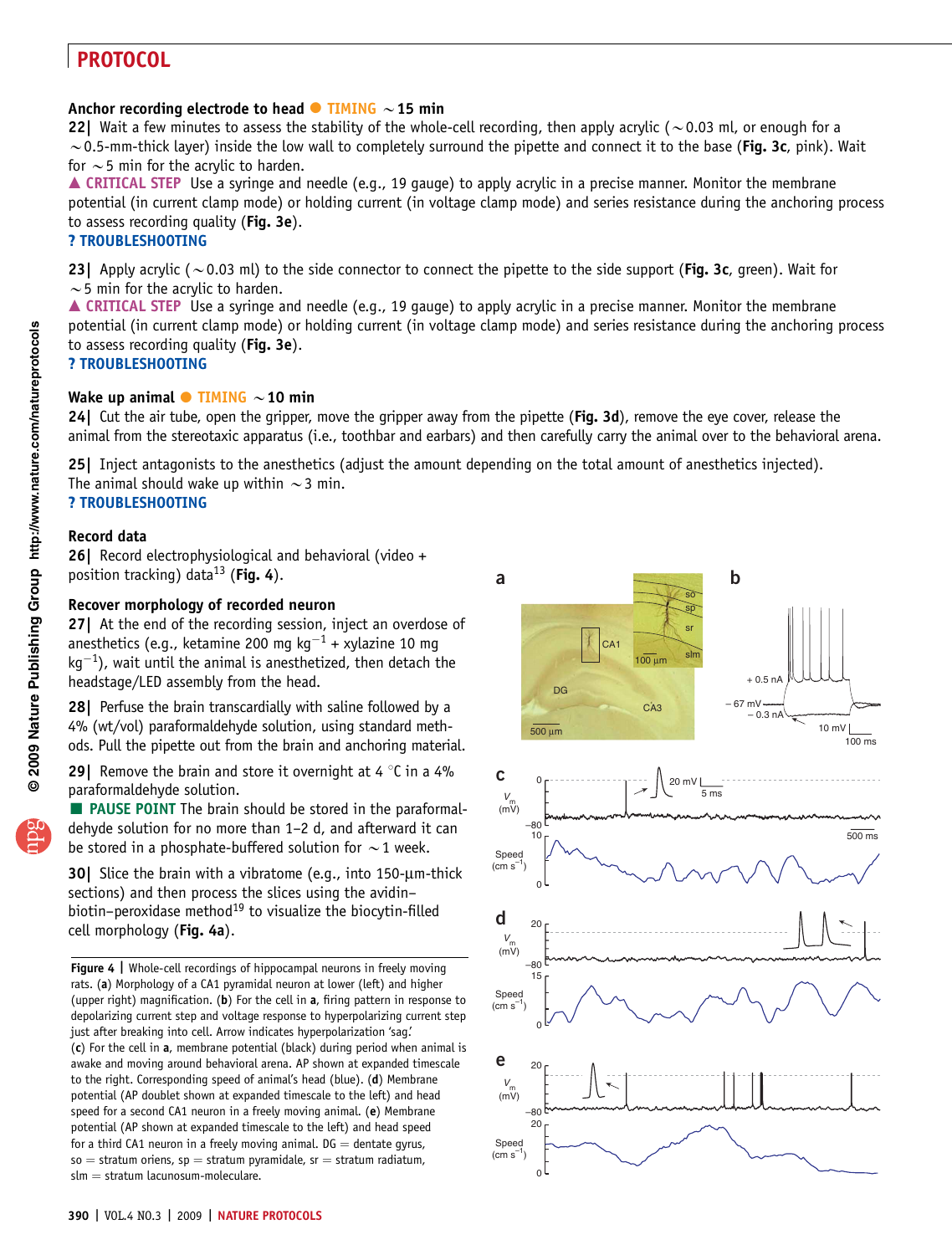### Anchor recording electrode to head ● TIMING ~15 min

**22|** Wait a few minutes to assess the stability of the whole-cell recording, then apply acrylic (~0.03 ml, or enough for a ~0.5-mm-thick layer) inside the low wall to completely surround the pipette and connect it to the base (**Fig. 3c**, pink). Wait for ~5 min for the acrylic to harden.

▲ **CRITICAL STEP** Use a syringe and needle (e.g., 19 gauge) to apply acrylic in a precise manner. Monitor the membrane potential (in current clamp mode) or holding current (in voltage clamp mode) and series resistance during the anchoring process to assess recording quality (**Fig. 3e**).

**? TROUBLESHOOTING**

**23|** Apply acrylic (~0.03 ml) to the side connector to connect the pipette to the side support (**Fig. 3c**, green). Wait for ~5 min for the acrylic to harden.

▲ **CRITICAL STEP** Use a syringe and needle (e.g., 19 gauge) to apply acrylic in a precise manner. Monitor the membrane potential (in current clamp mode) or holding current (in voltage clamp mode) and series resistance during the anchoring process to assess recording quality (**Fig. 3e**).

**? TROUBLESHOOTING**

### Wake up animal ● TIMING ~10 min

**24|** Cut the air tube, open the gripper, move the gripper away from the pipette (**Fig. 3d**), remove the eye cover, release the animal from the stereotaxic apparatus (i.e., toothbar and earbars) and then carefully carry the animal over to the behavioral arena.

**25|** Inject antagonists to the anesthetics (adjust the amount depending on the total amount of anesthetics injected). The animal should wake up within ~3 min.

**? TROUBLESHOOTING**

### Record data

**26|** Record electrophysiological and behavioral (video + position tracking) data[13] (**Fig. 4**).

### Recover morphology of recorded neuron

**27|** At the end of the recording session, inject an overdose of anesthetics (e.g., ketamine 200 mg $kg^{-1}$ + xylazine 10 mg $kg^{-1}$), wait until the animal is anesthetized, then detach the headstage/LED assembly from the head.

**28|** Perfuse the brain transcardially with saline followed by a 4% (wt/vol) paraformaldehyde solution, using standard methods. Pull the pipette out from the brain and anchoring material.

**29|** Remove the brain and store it overnight at 4 °C in a 4% paraformaldehyde solution.

■ **PAUSE POINT** The brain should be stored in the paraformaldehyde solution for no more than 1–2 d, and afterward it can be stored in a phosphate-buffered solution for ~1 week.

**30|** Slice the brain with a vibratome (e.g., into 150-µm-thick sections) and then process the slices using the avidin–biotin–peroxidase method[19] to visualize the biocytin-filled cell morphology (**Fig. 4a**).

**Figure 4 |** Whole-cell recordings of hippocampal neurons in freely moving rats. (**a**) Morphology of a CA1 pyramidal neuron at lower (left) and higher (upper right) magnification. (**b**) For the cell in **a**, firing pattern in response to depolarizing current step and voltage response to hyperpolarizing current step just after breaking into cell. Arrow indicates hyperpolarization 'sag.' (**c**) For the cell in **a**, membrane potential (black) during period when animal is awake and moving around behavioral arena. AP shown at expanded timescale to the right. Corresponding speed of animal's head (blue). (**d**) Membrane potential (AP doublet shown at expanded timescale to the left) and head speed for a second CA1 neuron in a freely moving animal. (**e**) Membrane potential (AP shown at expanded timescale to the left) and head speed for a third CA1 neuron in a freely moving animal. DG = dentate gyrus, so = stratum oriens, sp = stratum pyramidale, sr = stratum radiatum, slm = stratum lacunosum-moleculare.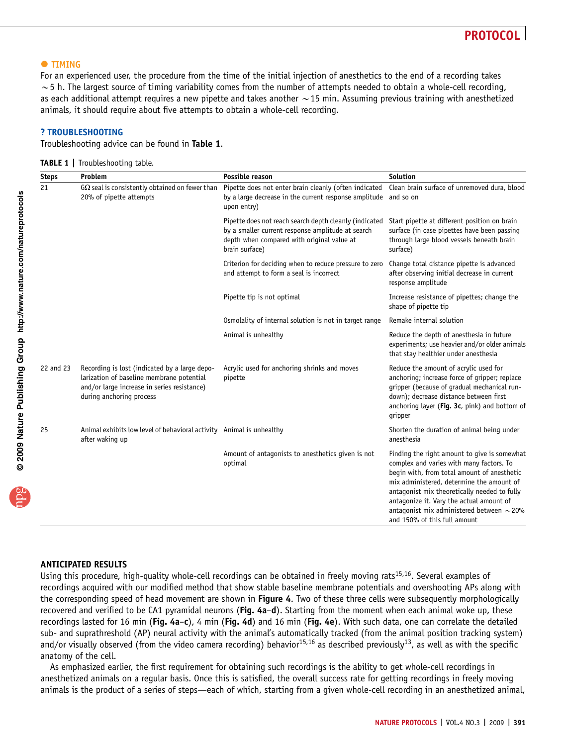## ● TIMING

For an experienced user, the procedure from the time of the initial injection of anesthetics to the end of a recording takes ~5 h. The largest source of timing variability comes from the number of attempts needed to obtain a whole-cell recording, as each additional attempt requires a new pipette and takes another ~15 min. Assuming previous training with anesthetized animals, it should require about five attempts to obtain a whole-cell recording.

## ? TROUBLESHOOTING

Troubleshooting advice can be found in **Table 1**.

**TABLE 1 |** Troubleshooting table.

| Steps | Problem | Possible reason | Solution |
|---|---|---|---|
| 21 | GΩ seal is consistently obtained on fewer than 20% of pipette attempts | Pipette does not enter brain cleanly (often indicated by a large decrease in the current response amplitude upon entry) | Clean brain surface of unremoved dura, blood and so on |
| | | Pipette does not reach search depth cleanly (indicated by a smaller current response amplitude at search depth when compared with original value at brain surface) | Start pipette at different position on brain surface (in case pipettes have been passing through large blood vessels beneath brain surface) |
| | | Criterion for deciding when to reduce pressure to zero and attempt to form a seal is incorrect | Change total distance pipette is advanced after observing initial decrease in current response amplitude |
| | | Pipette tip is not optimal | Increase resistance of pipettes; change the shape of pipette tip |
| | | Osmolality of internal solution is not in target range | Remake internal solution |
| | | Animal is unhealthy | Reduce the depth of anesthesia in future experiments; use heavier and/or older animals that stay healthier under anesthesia |
| 22 and 23 | Recording is lost (indicated by a large depolarization of baseline membrane potential and/or large increase in series resistance) during anchoring process | Acrylic used for anchoring shrinks and moves pipette | Reduce the amount of acrylic used for anchoring; increase force of gripper; replace gripper (because of gradual mechanical rundown); decrease distance between first anchoring layer (**Fig. 3c**, pink) and bottom of gripper |
| 25 | Animal exhibits low level of behavioral activity after waking up | Animal is unhealthy | Shorten the duration of animal being under anesthesia |
| | | Amount of antagonists to anesthetics given is not optimal | Finding the right amount to give is somewhat complex and varies with many factors. To begin with, from total amount of anesthetic mix administered, determine the amount of antagonist mix theoretically needed to fully antagonize it. Vary the actual amount of antagonist mix administered between ~20% and 150% of this full amount |

## ANTICIPATED RESULTS

Using this procedure, high-quality whole-cell recordings can be obtained in freely moving rats[15,16]. Several examples of recordings acquired with our modified method that show stable baseline membrane potentials and overshooting APs along with the corresponding speed of head movement are shown in **Figure 4**. Two of these three cells were subsequently morphologically recovered and verified to be CA1 pyramidal neurons (**Fig. 4a–d**). Starting from the moment when each animal woke up, these recordings lasted for 16 min (**Fig. 4a–c**), 4 min (**Fig. 4d**) and 16 min (**Fig. 4e**). With such data, one can correlate the detailed sub- and suprathreshold (AP) neural activity with the animal's automatically tracked (from the animal position tracking system) and/or visually observed (from the video camera recording) behavior[15,16] as described previously[13], as well as with the specific anatomy of the cell.

As emphasized earlier, the first requirement for obtaining such recordings is the ability to get whole-cell recordings in anesthetized animals on a regular basis. Once this is satisfied, the overall success rate for getting recordings in freely moving animals is the product of a series of steps—each of which, starting from a given whole-cell recording in an anesthetized animal,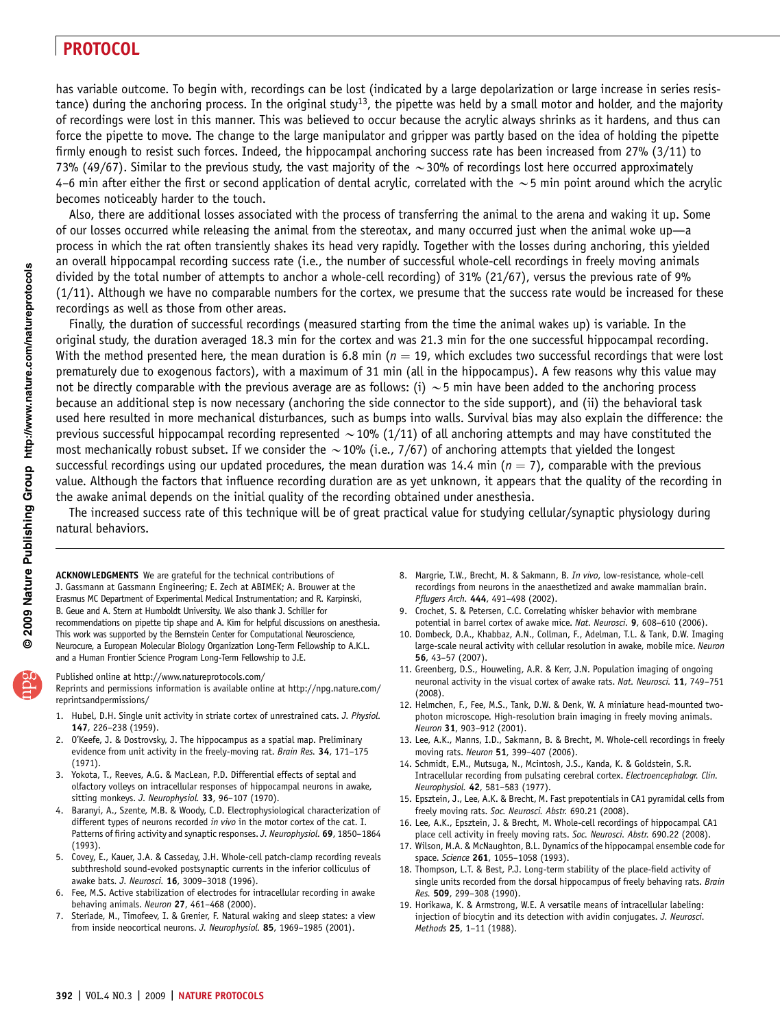has variable outcome. To begin with, recordings can be lost (indicated by a large depolarization or large increase in series resistance) during the anchoring process. In the original study[13], the pipette was held by a small motor and holder, and the majority of recordings were lost in this manner. This was believed to occur because the acrylic always shrinks as it hardens, and thus can force the pipette to move. The change to the large manipulator and gripper was partly based on the idea of holding the pipette firmly enough to resist such forces. Indeed, the hippocampal anchoring success rate has been increased from 27% (3/11) to 73% (49/67). Similar to the previous study, the vast majority of the ~30% of recordings lost here occurred approximately 4–6 min after either the first or second application of dental acrylic, correlated with the ~5 min point around which the acrylic becomes noticeably harder to the touch.

Also, there are additional losses associated with the process of transferring the animal to the arena and waking it up. Some of our losses occurred while releasing the animal from the stereotax, and many occurred just when the animal woke up—a process in which the rat often transiently shakes its head very rapidly. Together with the losses during anchoring, this yielded an overall hippocampal recording success rate (i.e., the number of successful whole-cell recordings in freely moving animals divided by the total number of attempts to anchor a whole-cell recording) of 31% (21/67), versus the previous rate of 9% (1/11). Although we have no comparable numbers for the cortex, we presume that the success rate would be increased for these recordings as well as those from other areas.

Finally, the duration of successful recordings (measured starting from the time the animal wakes up) is variable. In the original study, the duration averaged 18.3 min for the cortex and was 21.3 min for the one successful hippocampal recording. With the method presented here, the mean duration is 6.8 min ($n = 19$, which excludes two successful recordings that were lost prematurely due to exogenous factors), with a maximum of 31 min (all in the hippocampus). A few reasons why this value may not be directly comparable with the previous average are as follows: (i) ~5 min have been added to the anchoring process because an additional step is now necessary (anchoring the side connector to the side support), and (ii) the behavioral task used here resulted in more mechanical disturbances, such as bumps into walls. Survival bias may also explain the difference: the previous successful hippocampal recording represented ~10% (1/11) of all anchoring attempts and may have constituted the most mechanically robust subset. If we consider the ~10% (i.e., 7/67) of anchoring attempts that yielded the longest successful recordings using our updated procedures, the mean duration was 14.4 min ($n = 7$), comparable with the previous value. Although the factors that influence recording duration are as yet unknown, it appears that the quality of the recording in the awake animal depends on the initial quality of the recording obtained under anesthesia.

The increased success rate of this technique will be of great practical value for studying cellular/synaptic physiology during natural behaviors.

**ACKNOWLEDGMENTS** We are grateful for the technical contributions of J. Gassmann at Gassmann Engineering; E. Zech at ABIMEK; A. Brouwer at the Erasmus MC Department of Experimental Medical Instrumentation; and R. Karpinski, B. Geue and A. Stern at Humboldt University. We also thank J. Schiller for recommendations on pipette tip shape and A. Kim for helpful discussions on anesthesia. This work was supported by the Bernstein Center for Computational Neuroscience, Neurocure, a European Molecular Biology Organization Long-Term Fellowship to A.K.L. and a Human Frontier Science Program Long-Term Fellowship to J.E.

Published online at http://www.natureprotocols.com/
Reprints and permissions information is available online at http://npg.nature.com/reprintsandpermissions/

1. Hubel, D.H. Single unit activity in striate cortex of unrestrained cats. *J. Physiol.* **147**, 226–238 (1959).
2. O'Keefe, J. & Dostrovsky, J. The hippocampus as a spatial map. Preliminary evidence from unit activity in the freely-moving rat. *Brain Res.* **34**, 171–175 (1971).
3. Yokota, T., Reeves, A.G. & MacLean, P.D. Differential effects of septal and olfactory volleys on intracellular responses of hippocampal neurons in awake, sitting monkeys. *J. Neurophysiol.* **33**, 96–107 (1970).
4. Baranyi, A., Szente, M.B. & Woody, C.D. Electrophysiological characterization of different types of neurons recorded *in vivo* in the motor cortex of the cat. I. Patterns of firing activity and synaptic responses. *J. Neurophysiol.* **69**, 1850–1864 (1993).
5. Covey, E., Kauer, J.A. & Casseday, J.H. Whole-cell patch-clamp recording reveals subthreshold sound-evoked postsynaptic currents in the inferior colliculus of awake bats. *J. Neurosci.* **16**, 3009–3018 (1996).
6. Fee, M.S. Active stabilization of electrodes for intracellular recording in awake behaving animals. *Neuron* **27**, 461–468 (2000).
7. Steriade, M., Timofeev, I. & Grenier, F. Natural waking and sleep states: a view from inside neocortical neurons. *J. Neurophysiol.* **85**, 1969–1985 (2001).
8. Margrie, T.W., Brecht, M. & Sakmann, B. *In vivo*, low-resistance, whole-cell recordings from neurons in the anaesthetized and awake mammalian brain. *Pflugers Arch.* **444**, 491–498 (2002).
9. Crochet, S. & Petersen, C.C. Correlating whisker behavior with membrane potential in barrel cortex of awake mice. *Nat. Neurosci.* **9**, 608–610 (2006).
10. Dombeck, D.A., Khabbaz, A.N., Collman, F., Adelman, T.L. & Tank, D.W. Imaging large-scale neural activity with cellular resolution in awake, mobile mice. *Neuron* **56**, 43–57 (2007).
11. Greenberg, D.S., Houweling, A.R. & Kerr, J.N. Population imaging of ongoing neuronal activity in the visual cortex of awake rats. *Nat. Neurosci.* **11**, 749–751 (2008).
12. Helmchen, F., Fee, M.S., Tank, D.W. & Denk, W. A miniature head-mounted two-photon microscope. High-resolution brain imaging in freely moving animals. *Neuron* **31**, 903–912 (2001).
13. Lee, A.K., Manns, I.D., Sakmann, B. & Brecht, M. Whole-cell recordings in freely moving rats. *Neuron* **51**, 399–407 (2006).
14. Schmidt, E.M., Mutsuga, N., Mcintosh, J.S., Kanda, K. & Goldstein, S.R. Intracellular recording from pulsating cerebral cortex. *Electroencephalogr. Clin. Neurophysiol.* **42**, 581–583 (1977).
15. Epsztein, J., Lee, A.K. & Brecht, M. Fast prepotentials in CA1 pyramidal cells from freely moving rats. *Soc. Neurosci. Abstr.* 690.21 (2008).
16. Lee, A.K., Epsztein, J. & Brecht, M. Whole-cell recordings of hippocampal CA1 place cell activity in freely moving rats. *Soc. Neurosci. Abstr.* 690.22 (2008).
17. Wilson, M.A. & McNaughton, B.L. Dynamics of the hippocampal ensemble code for space. *Science* **261**, 1055–1058 (1993).
18. Thompson, L.T. & Best, P.J. Long-term stability of the place-field activity of single units recorded from the dorsal hippocampus of freely behaving rats. *Brain Res.* **509**, 299–308 (1990).
19. Horikawa, K. & Armstrong, W.E. A versatile means of intracellular labeling: injection of biocytin and its detection with avidin conjugates. *J. Neurosci. Methods* **25**, 1–11 (1988).